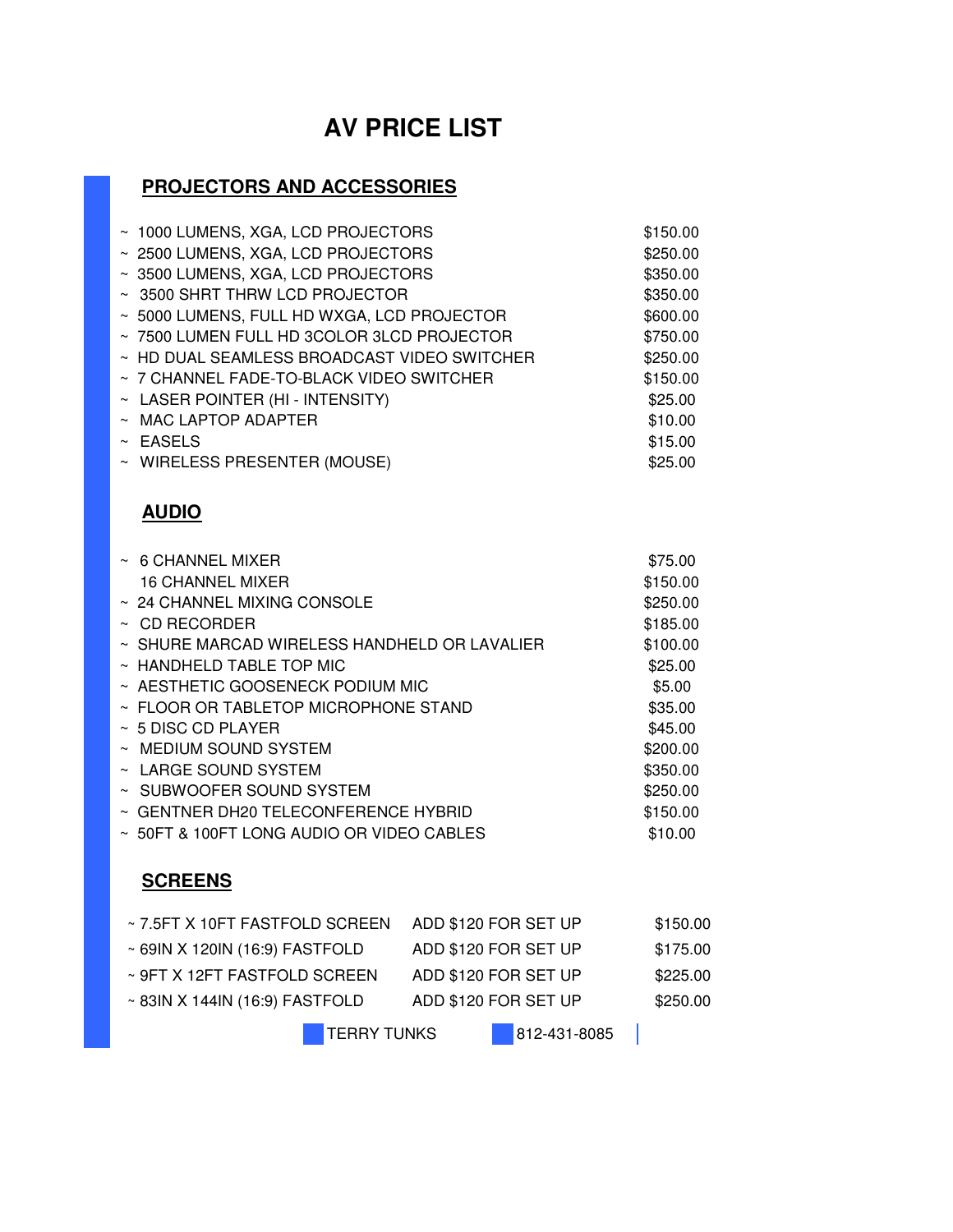# AV PRICE LIST

## PROJECTORS AND ACCESSORIES

| Item | Price |
|---|---|
| ~ 1000 LUMENS, XGA, LCD PROJECTORS | $150.00 |
| ~ 2500 LUMENS, XGA, LCD PROJECTORS | $250.00 |
| ~ 3500 LUMENS, XGA, LCD PROJECTORS | $350.00 |
| ~ 3500 SHRT THRW LCD PROJECTOR | $350.00 |
| ~ 5000 LUMENS, FULL HD WXGA, LCD PROJECTOR | $600.00 |
| ~ 7500 LUMEN FULL HD 3COLOR 3LCD PROJECTOR | $750.00 |
| ~ HD DUAL SEAMLESS BROADCAST VIDEO SWITCHER | $250.00 |
| ~ 7 CHANNEL FADE-TO-BLACK VIDEO SWITCHER | $150.00 |
| ~ LASER POINTER (HI - INTENSITY) | $25.00 |
| ~ MAC LAPTOP ADAPTER | $10.00 |
| ~ EASELS | $15.00 |
| ~ WIRELESS PRESENTER (MOUSE) | $25.00 |

## AUDIO

| Item | Price |
|---|---|
| ~ 6 CHANNEL MIXER | $75.00 |
| 16 CHANNEL MIXER | $150.00 |
| ~ 24 CHANNEL MIXING CONSOLE | $250.00 |
| ~ CD RECORDER | $185.00 |
| ~ SHURE MARCAD WIRELESS HANDHELD OR LAVALIER | $100.00 |
| ~ HANDHELD TABLE TOP MIC | $25.00 |
| ~ AESTHETIC GOOSENECK PODIUM MIC | $5.00 |
| ~ FLOOR OR TABLETOP MICROPHONE STAND | $35.00 |
| ~ 5 DISC CD PLAYER | $45.00 |
| ~ MEDIUM SOUND SYSTEM | $200.00 |
| ~ LARGE SOUND SYSTEM | $350.00 |
| ~ SUBWOOFER SOUND SYSTEM | $250.00 |
| ~ GENTNER DH20 TELECONFERENCE HYBRID | $150.00 |
| ~ 50FT & 100FT LONG AUDIO OR VIDEO CABLES | $10.00 |

## SCREENS

| Item | Set Up | Price |
|---|---|---|
| ~ 7.5FT X 10FT FASTFOLD SCREEN | ADD $120 FOR SET UP | $150.00 |
| ~ 69IN X 120IN (16:9) FASTFOLD | ADD $120 FOR SET UP | $175.00 |
| ~ 9FT X 12FT FASTFOLD SCREEN | ADD $120 FOR SET UP | $225.00 |
| ~ 83IN X 144IN (16:9) FASTFOLD | ADD $120 FOR SET UP | $250.00 |

TERRY TUNKS 812-431-8085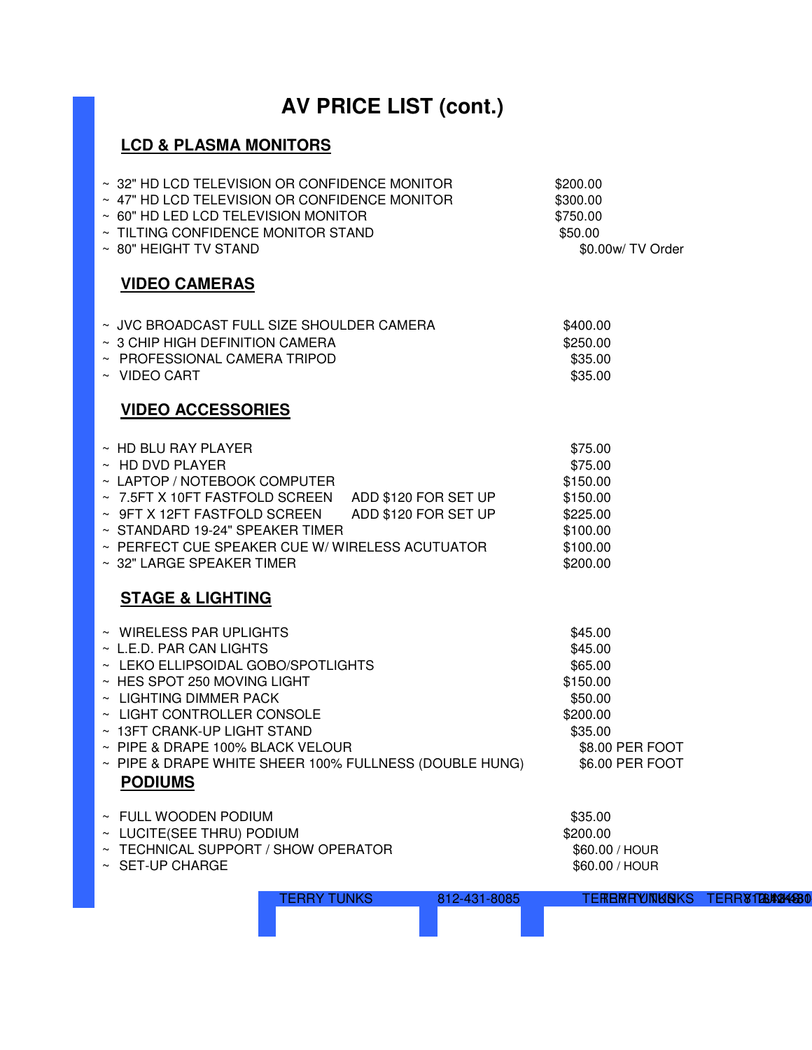# AV PRICE LIST (cont.)

## LCD & PLASMA MONITORS

| | | |
|---|---|---|
| ~ 32" HD LCD TELEVISION OR CONFIDENCE MONITOR | | $200.00 |
| ~ 47" HD LCD TELEVISION OR CONFIDENCE MONITOR | | $300.00 |
| ~ 60" HD LED LCD TELEVISION MONITOR | | $750.00 |
| ~ TILTING CONFIDENCE MONITOR STAND | | $50.00 |
| ~ 80" HEIGHT TV STAND | | $0.00w/ TV Order |

## VIDEO CAMERAS

| | | |
|---|---|---|
| ~ JVC BROADCAST FULL SIZE SHOULDER CAMERA | | $400.00 |
| ~ 3 CHIP HIGH DEFINITION CAMERA | | $250.00 |
| ~ PROFESSIONAL CAMERA TRIPOD | | $35.00 |
| ~ VIDEO CART | | $35.00 |

## VIDEO ACCESSORIES

| | | |
|---|---|---|
| ~ HD BLU RAY PLAYER | | $75.00 |
| ~ HD DVD PLAYER | | $75.00 |
| ~ LAPTOP / NOTEBOOK COMPUTER | | $150.00 |
| ~ 7.5FT X 10FT FASTFOLD SCREEN | ADD $120 FOR SET UP | $150.00 |
| ~ 9FT X 12FT FASTFOLD SCREEN | ADD $120 FOR SET UP | $225.00 |
| ~ STANDARD 19-24" SPEAKER TIMER | | $100.00 |
| ~ PERFECT CUE SPEAKER CUE W/ WIRELESS ACUTUATOR | | $100.00 |
| ~ 32" LARGE SPEAKER TIMER | | $200.00 |

## STAGE & LIGHTING

| | | |
|---|---|---|
| ~ WIRELESS PAR UPLIGHTS | | $45.00 |
| ~ L.E.D. PAR CAN LIGHTS | | $45.00 |
| ~ LEKO ELLIPSOIDAL GOBO/SPOTLIGHTS | | $65.00 |
| ~ HES SPOT 250 MOVING LIGHT | | $150.00 |
| ~ LIGHTING DIMMER PACK | | $50.00 |
| ~ LIGHT CONTROLLER CONSOLE | | $200.00 |
| ~ 13FT CRANK-UP LIGHT STAND | | $35.00 |
| ~ PIPE & DRAPE 100% BLACK VELOUR | | $8.00 PER FOOT |
| ~ PIPE & DRAPE WHITE SHEER 100% FULLNESS (DOUBLE HUNG) | | $6.00 PER FOOT |

## PODIUMS

| | | |
|---|---|---|
| ~ FULL WOODEN PODIUM | | $35.00 |
| ~ LUCITE(SEE THRU) PODIUM | | $200.00 |
| ~ TECHNICAL SUPPORT / SHOW OPERATOR | | $60.00 / HOUR |
| ~ SET-UP CHARGE | | $60.00 / HOUR |

TERRY TUNKS 812-431-8085